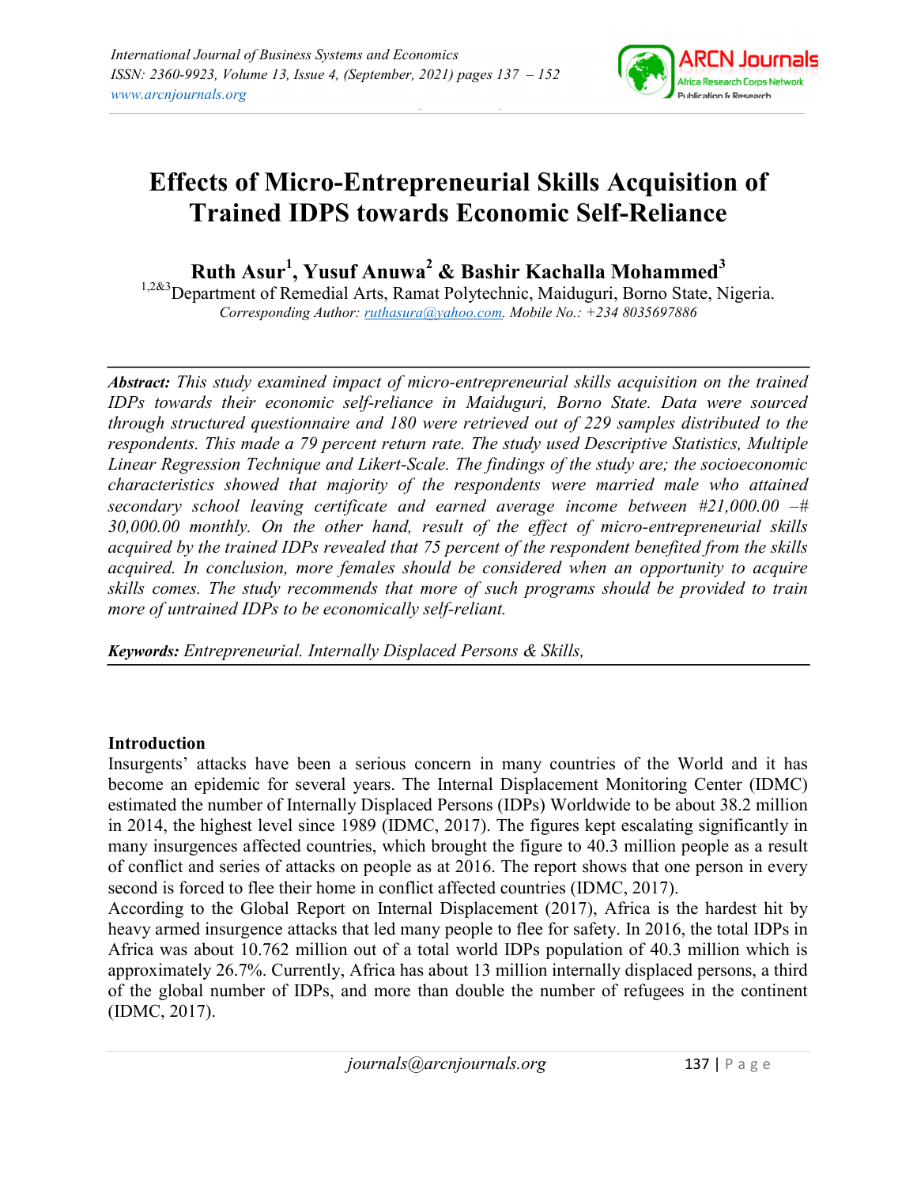# Effects of Micro-Entrepreneurial Skills Acquisition of Trained IDPS towards Economic Self-Reliance

**Ruth Asur[1], Yusuf Anuwa[2] & Bashir Kachalla Mohammed[3]**

[1,2&3]Department of Remedial Arts, Ramat Polytechnic, Maiduguri, Borno State, Nigeria.

*Corresponding Author: ruthasura@yahoo.com. Mobile No.: +234 8035697886*

---

***Abstract:*** *This study examined impact of micro-entrepreneurial skills acquisition on the trained IDPs towards their economic self-reliance in Maiduguri, Borno State. Data were sourced through structured questionnaire and 180 were retrieved out of 229 samples distributed to the respondents. This made a 79 percent return rate. The study used Descriptive Statistics, Multiple Linear Regression Technique and Likert-Scale. The findings of the study are; the socioeconomic characteristics showed that majority of the respondents were married male who attained secondary school leaving certificate and earned average income between #21,000.00 –# 30,000.00 monthly. On the other hand, result of the effect of micro-entrepreneurial skills acquired by the trained IDPs revealed that 75 percent of the respondent benefited from the skills acquired. In conclusion, more females should be considered when an opportunity to acquire skills comes. The study recommends that more of such programs should be provided to train more of untrained IDPs to be economically self-reliant.*

***Keywords:*** *Entrepreneurial. Internally Displaced Persons & Skills,*

---

## Introduction

Insurgents' attacks have been a serious concern in many countries of the World and it has become an epidemic for several years. The Internal Displacement Monitoring Center (IDMC) estimated the number of Internally Displaced Persons (IDPs) Worldwide to be about 38.2 million in 2014, the highest level since 1989 (IDMC, 2017). The figures kept escalating significantly in many insurgences affected countries, which brought the figure to 40.3 million people as a result of conflict and series of attacks on people as at 2016. The report shows that one person in every second is forced to flee their home in conflict affected countries (IDMC, 2017).

According to the Global Report on Internal Displacement (2017), Africa is the hardest hit by heavy armed insurgence attacks that led many people to flee for safety. In 2016, the total IDPs in Africa was about 10.762 million out of a total world IDPs population of 40.3 million which is approximately 26.7%. Currently, Africa has about 13 million internally displaced persons, a third of the global number of IDPs, and more than double the number of refugees in the continent (IDMC, 2017).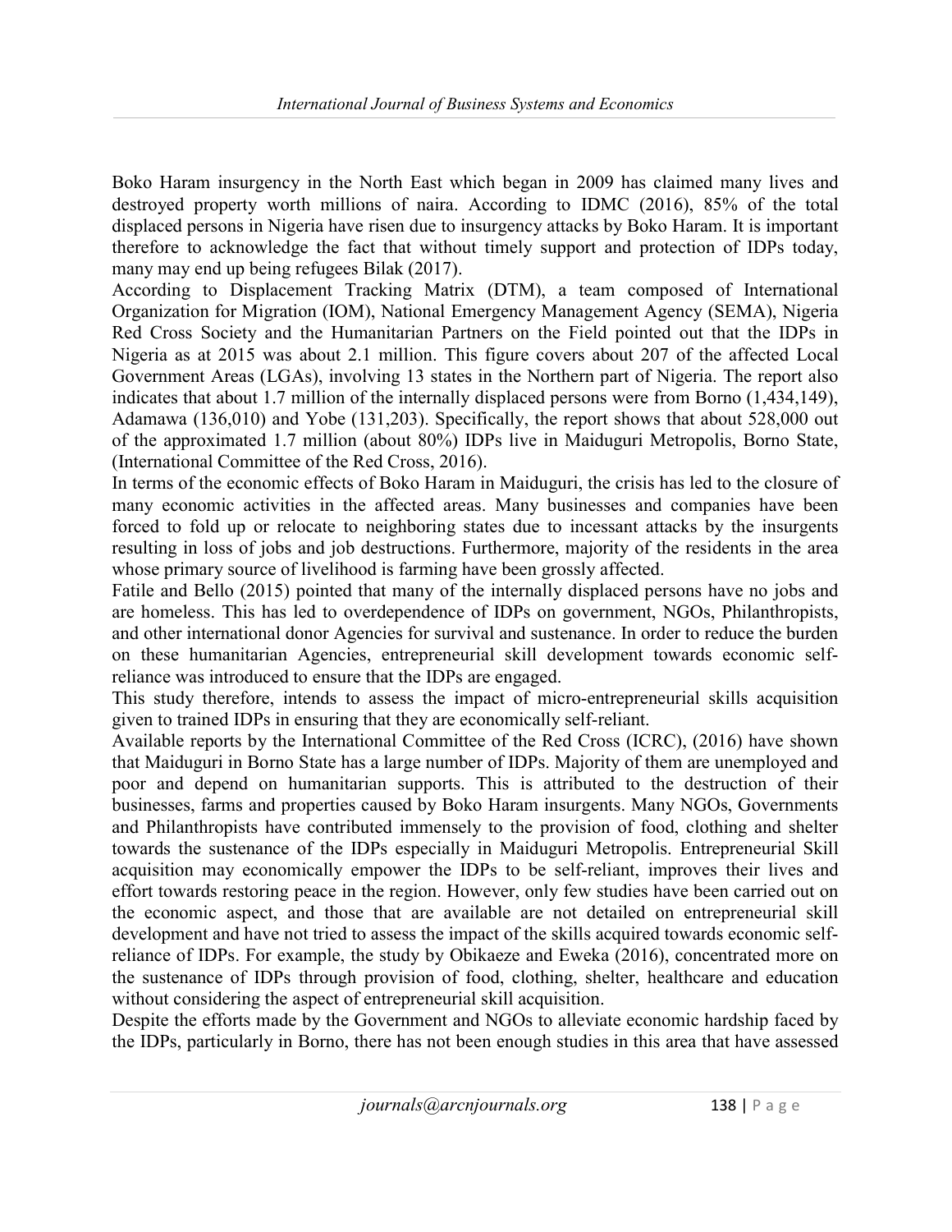Boko Haram insurgency in the North East which began in 2009 has claimed many lives and destroyed property worth millions of naira. According to IDMC (2016), 85% of the total displaced persons in Nigeria have risen due to insurgency attacks by Boko Haram. It is important therefore to acknowledge the fact that without timely support and protection of IDPs today, many may end up being refugees Bilak (2017).

According to Displacement Tracking Matrix (DTM), a team composed of International Organization for Migration (IOM), National Emergency Management Agency (SEMA), Nigeria Red Cross Society and the Humanitarian Partners on the Field pointed out that the IDPs in Nigeria as at 2015 was about 2.1 million. This figure covers about 207 of the affected Local Government Areas (LGAs), involving 13 states in the Northern part of Nigeria. The report also indicates that about 1.7 million of the internally displaced persons were from Borno (1,434,149), Adamawa (136,010) and Yobe (131,203). Specifically, the report shows that about 528,000 out of the approximated 1.7 million (about 80%) IDPs live in Maiduguri Metropolis, Borno State, (International Committee of the Red Cross, 2016).

In terms of the economic effects of Boko Haram in Maiduguri, the crisis has led to the closure of many economic activities in the affected areas. Many businesses and companies have been forced to fold up or relocate to neighboring states due to incessant attacks by the insurgents resulting in loss of jobs and job destructions. Furthermore, majority of the residents in the area whose primary source of livelihood is farming have been grossly affected.

Fatile and Bello (2015) pointed that many of the internally displaced persons have no jobs and are homeless. This has led to overdependence of IDPs on government, NGOs, Philanthropists, and other international donor Agencies for survival and sustenance. In order to reduce the burden on these humanitarian Agencies, entrepreneurial skill development towards economic self-reliance was introduced to ensure that the IDPs are engaged.

This study therefore, intends to assess the impact of micro-entrepreneurial skills acquisition given to trained IDPs in ensuring that they are economically self-reliant.

Available reports by the International Committee of the Red Cross (ICRC), (2016) have shown that Maiduguri in Borno State has a large number of IDPs. Majority of them are unemployed and poor and depend on humanitarian supports. This is attributed to the destruction of their businesses, farms and properties caused by Boko Haram insurgents. Many NGOs, Governments and Philanthropists have contributed immensely to the provision of food, clothing and shelter towards the sustenance of the IDPs especially in Maiduguri Metropolis. Entrepreneurial Skill acquisition may economically empower the IDPs to be self-reliant, improves their lives and effort towards restoring peace in the region. However, only few studies have been carried out on the economic aspect, and those that are available are not detailed on entrepreneurial skill development and have not tried to assess the impact of the skills acquired towards economic self-reliance of IDPs. For example, the study by Obikaeze and Eweka (2016), concentrated more on the sustenance of IDPs through provision of food, clothing, shelter, healthcare and education without considering the aspect of entrepreneurial skill acquisition.

Despite the efforts made by the Government and NGOs to alleviate economic hardship faced by the IDPs, particularly in Borno, there has not been enough studies in this area that have assessed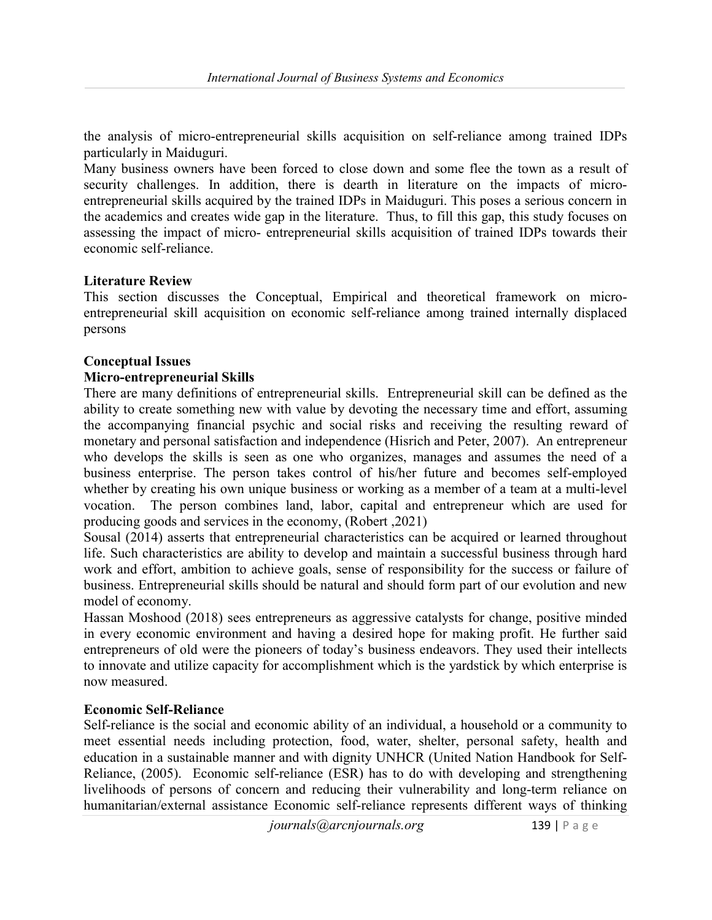the analysis of micro-entrepreneurial skills acquisition on self-reliance among trained IDPs particularly in Maiduguri.

Many business owners have been forced to close down and some flee the town as a result of security challenges. In addition, there is dearth in literature on the impacts of micro-entrepreneurial skills acquired by the trained IDPs in Maiduguri. This poses a serious concern in the academics and creates wide gap in the literature. Thus, to fill this gap, this study focuses on assessing the impact of micro- entrepreneurial skills acquisition of trained IDPs towards their economic self-reliance.

## Literature Review

This section discusses the Conceptual, Empirical and theoretical framework on micro-entrepreneurial skill acquisition on economic self-reliance among trained internally displaced persons

### Conceptual Issues

#### Micro-entrepreneurial Skills

There are many definitions of entrepreneurial skills. Entrepreneurial skill can be defined as the ability to create something new with value by devoting the necessary time and effort, assuming the accompanying financial psychic and social risks and receiving the resulting reward of monetary and personal satisfaction and independence (Hisrich and Peter, 2007). An entrepreneur who develops the skills is seen as one who organizes, manages and assumes the need of a business enterprise. The person takes control of his/her future and becomes self-employed whether by creating his own unique business or working as a member of a team at a multi-level vocation. The person combines land, labor, capital and entrepreneur which are used for producing goods and services in the economy, (Robert ,2021)

Sousal (2014) asserts that entrepreneurial characteristics can be acquired or learned throughout life. Such characteristics are ability to develop and maintain a successful business through hard work and effort, ambition to achieve goals, sense of responsibility for the success or failure of business. Entrepreneurial skills should be natural and should form part of our evolution and new model of economy.

Hassan Moshood (2018) sees entrepreneurs as aggressive catalysts for change, positive minded in every economic environment and having a desired hope for making profit. He further said entrepreneurs of old were the pioneers of today's business endeavors. They used their intellects to innovate and utilize capacity for accomplishment which is the yardstick by which enterprise is now measured.

#### Economic Self-Reliance

Self-reliance is the social and economic ability of an individual, a household or a community to meet essential needs including protection, food, water, shelter, personal safety, health and education in a sustainable manner and with dignity UNHCR (United Nation Handbook for Self-Reliance, (2005). Economic self-reliance (ESR) has to do with developing and strengthening livelihoods of persons of concern and reducing their vulnerability and long-term reliance on humanitarian/external assistance Economic self-reliance represents different ways of thinking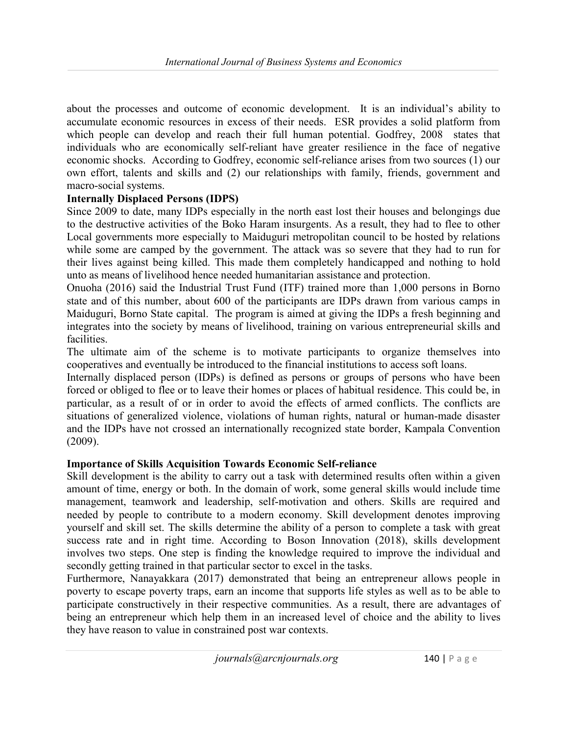about the processes and outcome of economic development. It is an individual's ability to accumulate economic resources in excess of their needs. ESR provides a solid platform from which people can develop and reach their full human potential. Godfrey, 2008 states that individuals who are economically self-reliant have greater resilience in the face of negative economic shocks. According to Godfrey, economic self-reliance arises from two sources (1) our own effort, talents and skills and (2) our relationships with family, friends, government and macro-social systems.

**Internally Displaced Persons (IDPS)**

Since 2009 to date, many IDPs especially in the north east lost their houses and belongings due to the destructive activities of the Boko Haram insurgents. As a result, they had to flee to other Local governments more especially to Maiduguri metropolitan council to be hosted by relations while some are camped by the government. The attack was so severe that they had to run for their lives against being killed. This made them completely handicapped and nothing to hold unto as means of livelihood hence needed humanitarian assistance and protection.

Onuoha (2016) said the Industrial Trust Fund (ITF) trained more than 1,000 persons in Borno state and of this number, about 600 of the participants are IDPs drawn from various camps in Maiduguri, Borno State capital. The program is aimed at giving the IDPs a fresh beginning and integrates into the society by means of livelihood, training on various entrepreneurial skills and facilities.

The ultimate aim of the scheme is to motivate participants to organize themselves into cooperatives and eventually be introduced to the financial institutions to access soft loans.

Internally displaced person (IDPs) is defined as persons or groups of persons who have been forced or obliged to flee or to leave their homes or places of habitual residence. This could be, in particular, as a result of or in order to avoid the effects of armed conflicts. The conflicts are situations of generalized violence, violations of human rights, natural or human-made disaster and the IDPs have not crossed an internationally recognized state border, Kampala Convention (2009).

**Importance of Skills Acquisition Towards Economic Self-reliance**

Skill development is the ability to carry out a task with determined results often within a given amount of time, energy or both. In the domain of work, some general skills would include time management, teamwork and leadership, self-motivation and others. Skills are required and needed by people to contribute to a modern economy. Skill development denotes improving yourself and skill set. The skills determine the ability of a person to complete a task with great success rate and in right time. According to Boson Innovation (2018), skills development involves two steps. One step is finding the knowledge required to improve the individual and secondly getting trained in that particular sector to excel in the tasks.

Furthermore, Nanayakkara (2017) demonstrated that being an entrepreneur allows people in poverty to escape poverty traps, earn an income that supports life styles as well as to be able to participate constructively in their respective communities. As a result, there are advantages of being an entrepreneur which help them in an increased level of choice and the ability to lives they have reason to value in constrained post war contexts.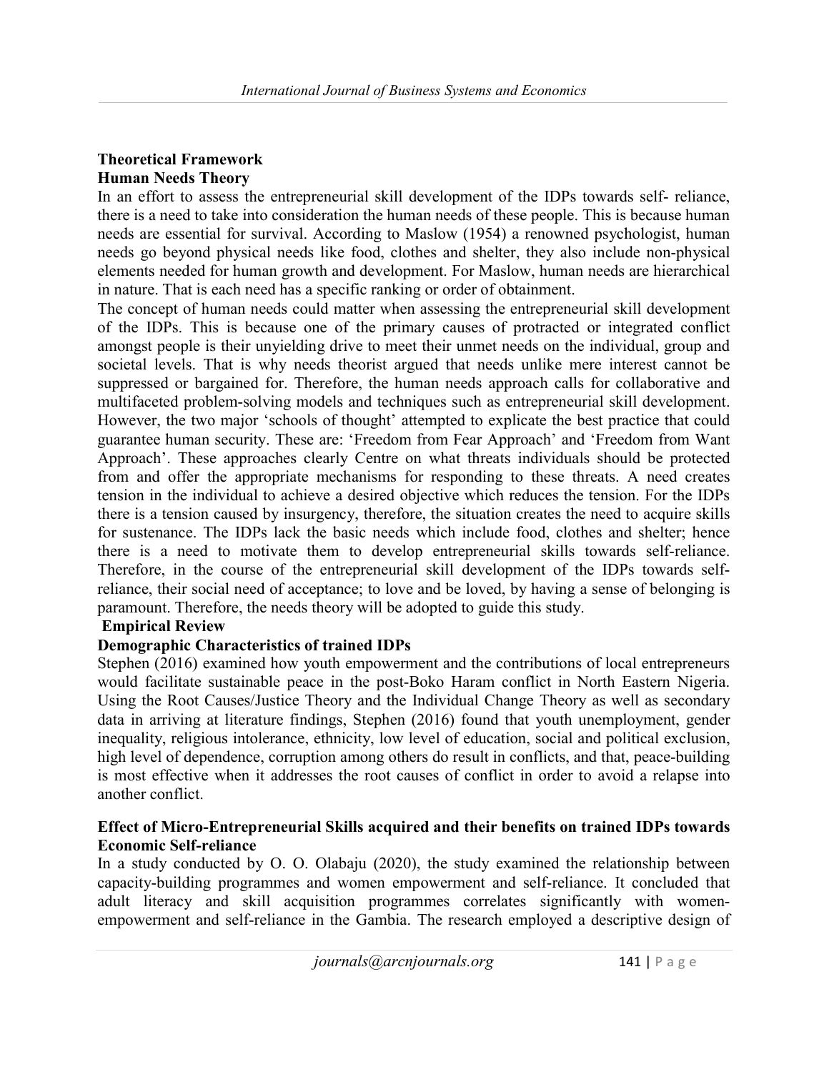## Theoretical Framework

### Human Needs Theory

In an effort to assess the entrepreneurial skill development of the IDPs towards self- reliance, there is a need to take into consideration the human needs of these people. This is because human needs are essential for survival. According to Maslow (1954) a renowned psychologist, human needs go beyond physical needs like food, clothes and shelter, they also include non-physical elements needed for human growth and development. For Maslow, human needs are hierarchical in nature. That is each need has a specific ranking or order of obtainment.

The concept of human needs could matter when assessing the entrepreneurial skill development of the IDPs. This is because one of the primary causes of protracted or integrated conflict amongst people is their unyielding drive to meet their unmet needs on the individual, group and societal levels. That is why needs theorist argued that needs unlike mere interest cannot be suppressed or bargained for. Therefore, the human needs approach calls for collaborative and multifaceted problem-solving models and techniques such as entrepreneurial skill development. However, the two major 'schools of thought' attempted to explicate the best practice that could guarantee human security. These are: 'Freedom from Fear Approach' and 'Freedom from Want Approach'. These approaches clearly Centre on what threats individuals should be protected from and offer the appropriate mechanisms for responding to these threats. A need creates tension in the individual to achieve a desired objective which reduces the tension. For the IDPs there is a tension caused by insurgency, therefore, the situation creates the need to acquire skills for sustenance. The IDPs lack the basic needs which include food, clothes and shelter; hence there is a need to motivate them to develop entrepreneurial skills towards self-reliance. Therefore, in the course of the entrepreneurial skill development of the IDPs towards self-reliance, their social need of acceptance; to love and be loved, by having a sense of belonging is paramount. Therefore, the needs theory will be adopted to guide this study.

## Empirical Review

### Demographic Characteristics of trained IDPs

Stephen (2016) examined how youth empowerment and the contributions of local entrepreneurs would facilitate sustainable peace in the post-Boko Haram conflict in North Eastern Nigeria. Using the Root Causes/Justice Theory and the Individual Change Theory as well as secondary data in arriving at literature findings, Stephen (2016) found that youth unemployment, gender inequality, religious intolerance, ethnicity, low level of education, social and political exclusion, high level of dependence, corruption among others do result in conflicts, and that, peace-building is most effective when it addresses the root causes of conflict in order to avoid a relapse into another conflict.

### Effect of Micro-Entrepreneurial Skills acquired and their benefits on trained IDPs towards Economic Self-reliance

In a study conducted by O. O. Olabaju (2020), the study examined the relationship between capacity-building programmes and women empowerment and self-reliance. It concluded that adult literacy and skill acquisition programmes correlates significantly with women-empowerment and self-reliance in the Gambia. The research employed a descriptive design of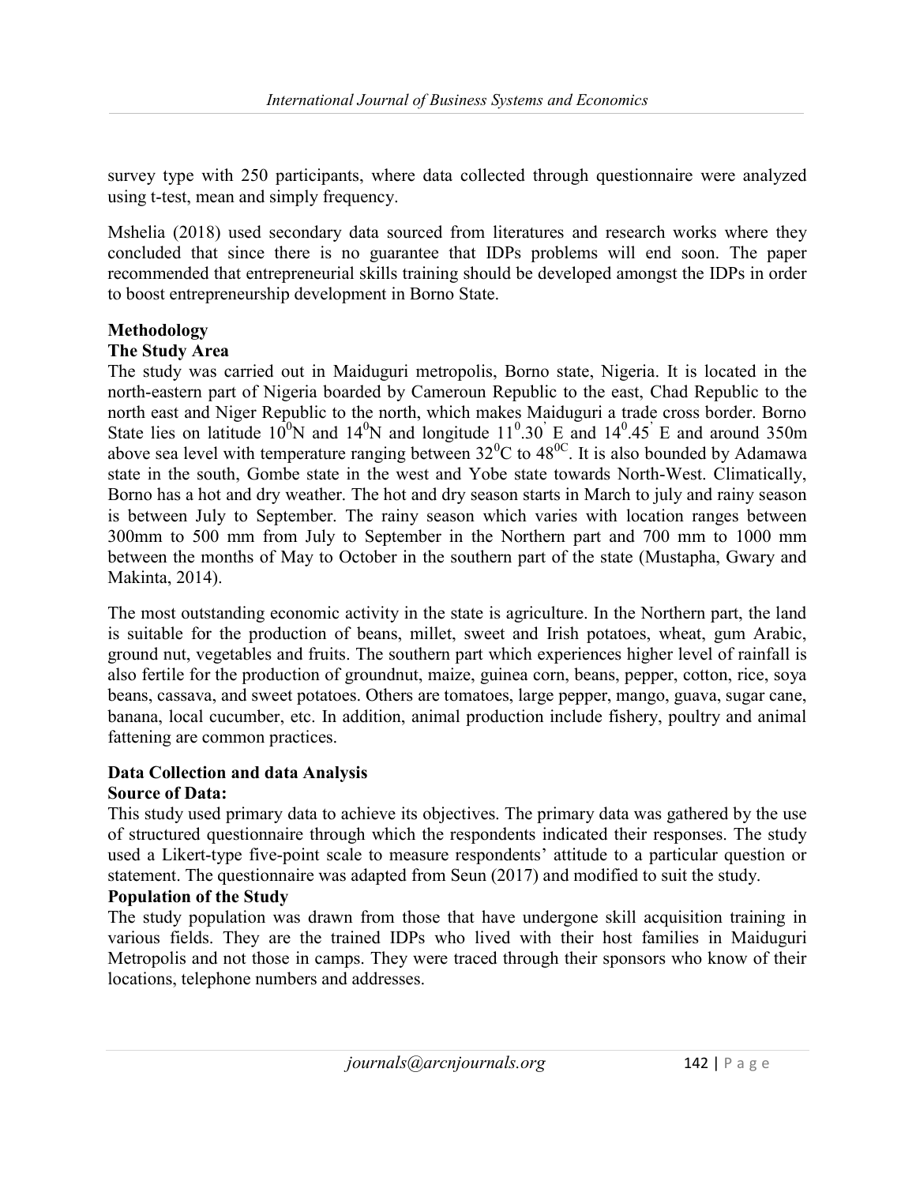survey type with 250 participants, where data collected through questionnaire were analyzed using t-test, mean and simply frequency.

Mshelia (2018) used secondary data sourced from literatures and research works where they concluded that since there is no guarantee that IDPs problems will end soon. The paper recommended that entrepreneurial skills training should be developed amongst the IDPs in order to boost entrepreneurship development in Borno State.

## Methodology

### The Study Area

The study was carried out in Maiduguri metropolis, Borno state, Nigeria. It is located in the north-eastern part of Nigeria boarded by Cameroun Republic to the east, Chad Republic to the north east and Niger Republic to the north, which makes Maiduguri a trade cross border. Borno State lies on latitude $10^0$N and $14^0$N and longitude $11^0.30^'$ E and $14^0.45^'$ E and around 350m above sea level with temperature ranging between $32^0$C to $48^{0C}$. It is also bounded by Adamawa state in the south, Gombe state in the west and Yobe state towards North-West. Climatically, Borno has a hot and dry weather. The hot and dry season starts in March to july and rainy season is between July to September. The rainy season which varies with location ranges between 300mm to 500 mm from July to September in the Northern part and 700 mm to 1000 mm between the months of May to October in the southern part of the state (Mustapha, Gwary and Makinta, 2014).

The most outstanding economic activity in the state is agriculture. In the Northern part, the land is suitable for the production of beans, millet, sweet and Irish potatoes, wheat, gum Arabic, ground nut, vegetables and fruits. The southern part which experiences higher level of rainfall is also fertile for the production of groundnut, maize, guinea corn, beans, pepper, cotton, rice, soya beans, cassava, and sweet potatoes. Others are tomatoes, large pepper, mango, guava, sugar cane, banana, local cucumber, etc. In addition, animal production include fishery, poultry and animal fattening are common practices.

## Data Collection and data Analysis

### Source of Data:

This study used primary data to achieve its objectives. The primary data was gathered by the use of structured questionnaire through which the respondents indicated their responses. The study used a Likert-type five-point scale to measure respondents' attitude to a particular question or statement. The questionnaire was adapted from Seun (2017) and modified to suit the study.

### Population of the Study

The study population was drawn from those that have undergone skill acquisition training in various fields. They are the trained IDPs who lived with their host families in Maiduguri Metropolis and not those in camps. They were traced through their sponsors who know of their locations, telephone numbers and addresses.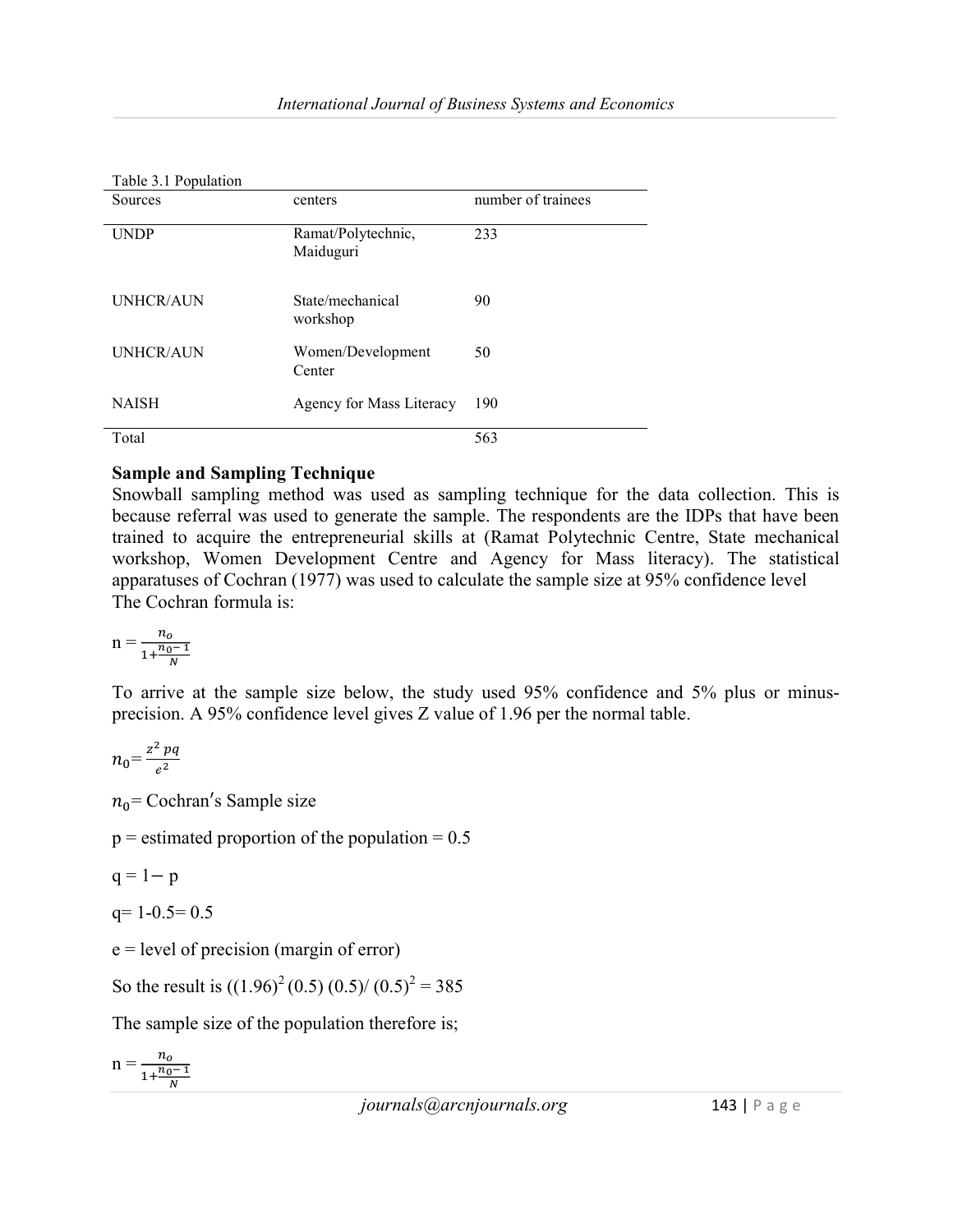Table 3.1 Population

| Sources | centers | number of trainees |
|---|---|---|
| UNDP | Ramat/Polytechnic, Maiduguri | 233 |
| UNHCR/AUN | State/mechanical workshop | 90 |
| UNHCR/AUN | Women/Development Center | 50 |
| NAISH | Agency for Mass Literacy | 190 |
| Total | | 563 |

**Sample and Sampling Technique**

Snowball sampling method was used as sampling technique for the data collection. This is because referral was used to generate the sample. The respondents are the IDPs that have been trained to acquire the entrepreneurial skills at (Ramat Polytechnic Centre, State mechanical workshop, Women Development Centre and Agency for Mass literacy). The statistical apparatuses of Cochran (1977) was used to calculate the sample size at 95% confidence level

The Cochran formula is:

$$n = \frac{n_o}{1+\frac{n_0 - 1}{N}}$$

To arrive at the sample size below, the study used 95% confidence and 5% plus or minus-precision. A 95% confidence level gives Z value of 1.96 per the normal table.

$$n_0 = \frac{z^2\,pq}{e^2}$$

$n_0$= Cochran′s Sample size

p = estimated proportion of the population = 0.5

q = 1− p

q= 1-0.5= 0.5

e = level of precision (margin of error)

So the result is $((1.96)^2\,(0.5)\,(0.5)/\,(0.5)^2 = 385$

The sample size of the population therefore is;

$$n = \frac{n_o}{1+\frac{n_0 - 1}{N}}$$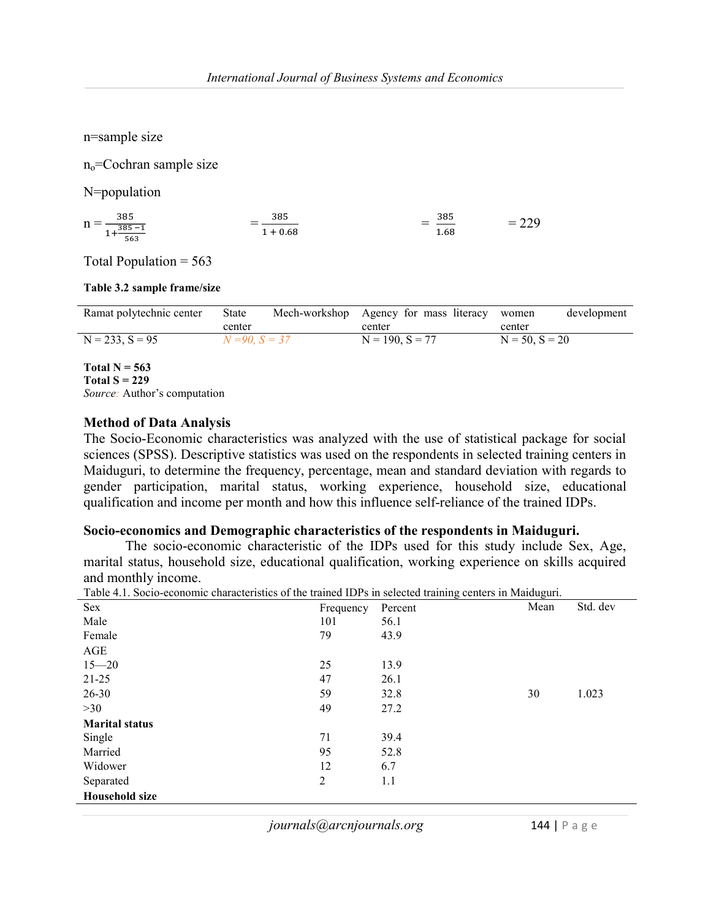n=sample size

$n_o$=Cochran sample size

N=population

$$n = \frac{385}{1+\frac{385-1}{563}} \qquad = \frac{385}{1+0.68} \qquad = \frac{385}{1.68} \qquad = 229$$

Total Population = 563

**Table 3.2 sample frame/size**

| Ramat polytechnic center | State Mech-workshop center | Agency for mass literacy center | women development center |
|---|---|---|---|
| N = 233, S = 95 | *N =90, S = 37* | N = 190, S = 77 | N = 50, S = 20 |

**Total N = 563**
**Total S = 229**
*Source:* Author's computation

### Method of Data Analysis

The Socio-Economic characteristics was analyzed with the use of statistical package for social sciences (SPSS). Descriptive statistics was used on the respondents in selected training centers in Maiduguri, to determine the frequency, percentage, mean and standard deviation with regards to gender participation, marital status, working experience, household size, educational qualification and income per month and how this influence self-reliance of the trained IDPs.

### Socio-economics and Demographic characteristics of the respondents in Maiduguri.

The socio-economic characteristic of the IDPs used for this study include Sex, Age, marital status, household size, educational qualification, working experience on skills acquired and monthly income.

Table 4.1. Socio-economic characteristics of the trained IDPs in selected training centers in Maiduguri.

| Sex | Frequency | Percent | Mean | Std. dev |
|---|---|---|---|---|
| Male | 101 | 56.1 | | |
| Female | 79 | 43.9 | | |
| AGE | | | | |
| 15—20 | 25 | 13.9 | | |
| 21-25 | 47 | 26.1 | | |
| 26-30 | 59 | 32.8 | 30 | 1.023 |
| >30 | 49 | 27.2 | | |
| **Marital status** | | | | |
| Single | 71 | 39.4 | | |
| Married | 95 | 52.8 | | |
| Widower | 12 | 6.7 | | |
| Separated | 2 | 1.1 | | |
| **Household size** | | | | |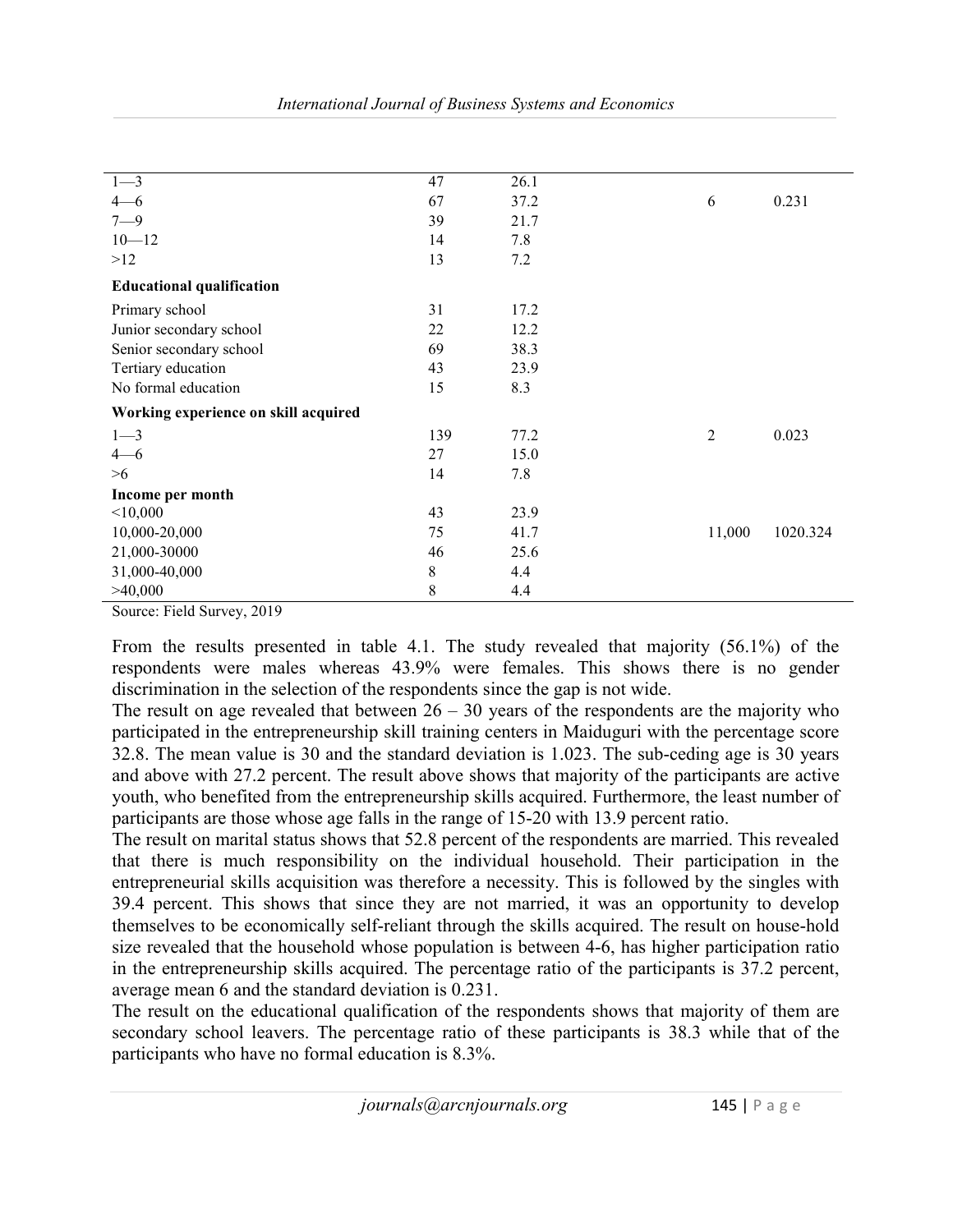| | | | | |
|---|---|---|---|---|
| 1—3 | 47 | 26.1 | | |
| 4—6 | 67 | 37.2 | 6 | 0.231 |
| 7—9 | 39 | 21.7 | | |
| 10—12 | 14 | 7.8 | | |
| >12 | 13 | 7.2 | | |
| **Educational qualification** | | | | |
| Primary school | 31 | 17.2 | | |
| Junior secondary school | 22 | 12.2 | | |
| Senior secondary school | 69 | 38.3 | | |
| Tertiary education | 43 | 23.9 | | |
| No formal education | 15 | 8.3 | | |
| **Working experience on skill acquired** | | | | |
| 1—3 | 139 | 77.2 | 2 | 0.023 |
| 4—6 | 27 | 15.0 | | |
| >6 | 14 | 7.8 | | |
| **Income per month** | | | | |
| <10,000 | 43 | 23.9 | | |
| 10,000-20,000 | 75 | 41.7 | 11,000 | 1020.324 |
| 21,000-30000 | 46 | 25.6 | | |
| 31,000-40,000 | 8 | 4.4 | | |
| >40,000 | 8 | 4.4 | | |

Source: Field Survey, 2019

From the results presented in table 4.1. The study revealed that majority (56.1%) of the respondents were males whereas 43.9% were females. This shows there is no gender discrimination in the selection of the respondents since the gap is not wide.

The result on age revealed that between 26 – 30 years of the respondents are the majority who participated in the entrepreneurship skill training centers in Maiduguri with the percentage score 32.8. The mean value is 30 and the standard deviation is 1.023. The sub-ceding age is 30 years and above with 27.2 percent. The result above shows that majority of the participants are active youth, who benefited from the entrepreneurship skills acquired. Furthermore, the least number of participants are those whose age falls in the range of 15-20 with 13.9 percent ratio.

The result on marital status shows that 52.8 percent of the respondents are married. This revealed that there is much responsibility on the individual household. Their participation in the entrepreneurial skills acquisition was therefore a necessity. This is followed by the singles with 39.4 percent. This shows that since they are not married, it was an opportunity to develop themselves to be economically self-reliant through the skills acquired. The result on house-hold size revealed that the household whose population is between 4-6, has higher participation ratio in the entrepreneurship skills acquired. The percentage ratio of the participants is 37.2 percent, average mean 6 and the standard deviation is 0.231.

The result on the educational qualification of the respondents shows that majority of them are secondary school leavers. The percentage ratio of these participants is 38.3 while that of the participants who have no formal education is 8.3%.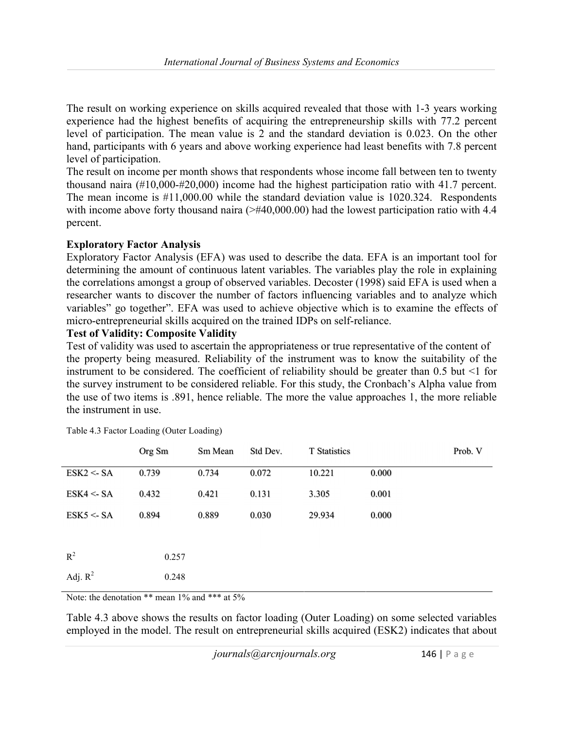The result on working experience on skills acquired revealed that those with 1-3 years working experience had the highest benefits of acquiring the entrepreneurship skills with 77.2 percent level of participation. The mean value is 2 and the standard deviation is 0.023. On the other hand, participants with 6 years and above working experience had least benefits with 7.8 percent level of participation.

The result on income per month shows that respondents whose income fall between ten to twenty thousand naira (#10,000-#20,000) income had the highest participation ratio with 41.7 percent. The mean income is #11,000.00 while the standard deviation value is 1020.324. Respondents with income above forty thousand naira (>#40,000.00) had the lowest participation ratio with 4.4 percent.

**Exploratory Factor Analysis**

Exploratory Factor Analysis (EFA) was used to describe the data. EFA is an important tool for determining the amount of continuous latent variables. The variables play the role in explaining the correlations amongst a group of observed variables. Decoster (1998) said EFA is used when a researcher wants to discover the number of factors influencing variables and to analyze which variables" go together". EFA was used to achieve objective which is to examine the effects of micro-entrepreneurial skills acquired on the trained IDPs on self-reliance.

**Test of Validity: Composite Validity**

Test of validity was used to ascertain the appropriateness or true representative of the content of the property being measured. Reliability of the instrument was to know the suitability of the instrument to be considered. The coefficient of reliability should be greater than 0.5 but <1 for the survey instrument to be considered reliable. For this study, the Cronbach's Alpha value from the use of two items is .891, hence reliable. The more the value approaches 1, the more reliable the instrument in use.

Table 4.3 Factor Loading (Outer Loading)

| | Org Sm | Sm Mean | Std Dev. | T Statistics | Prob. V |
|---|---|---|---|---|---|
| ESK2 <- SA | 0.739 | 0.734 | 0.072 | 10.221 | 0.000 |
| ESK4 <- SA | 0.432 | 0.421 | 0.131 | 3.305 | 0.001 |
| ESK5 <- SA | 0.894 | 0.889 | 0.030 | 29.934 | 0.000 |
| $R^2$ | 0.257 | | | | |
| Adj. $R^2$ | 0.248 | | | | |

Note: the denotation ** mean 1% and *** at 5%

Table 4.3 above shows the results on factor loading (Outer Loading) on some selected variables employed in the model. The result on entrepreneurial skills acquired (ESK2) indicates that about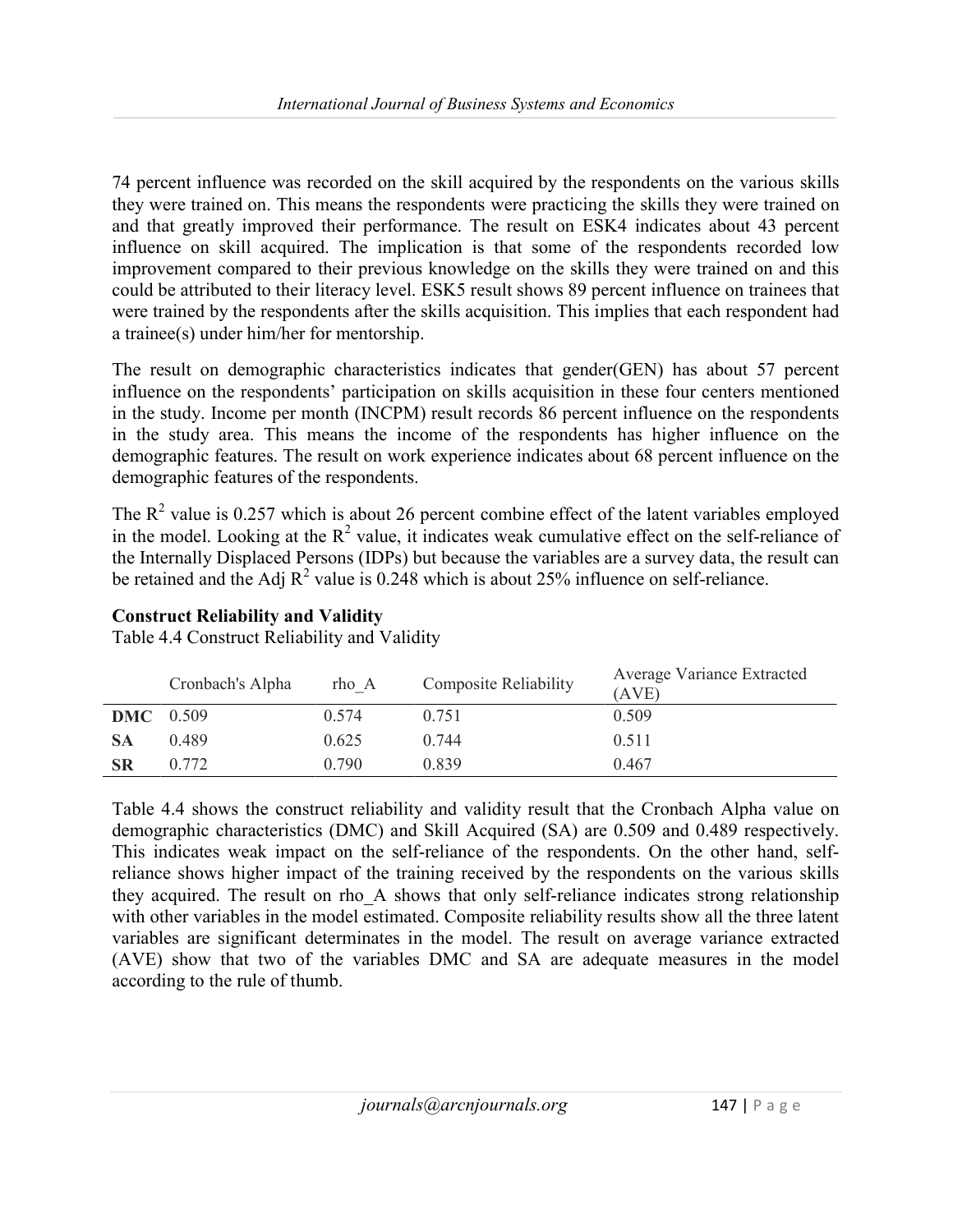74 percent influence was recorded on the skill acquired by the respondents on the various skills they were trained on. This means the respondents were practicing the skills they were trained on and that greatly improved their performance. The result on ESK4 indicates about 43 percent influence on skill acquired. The implication is that some of the respondents recorded low improvement compared to their previous knowledge on the skills they were trained on and this could be attributed to their literacy level. ESK5 result shows 89 percent influence on trainees that were trained by the respondents after the skills acquisition. This implies that each respondent had a trainee(s) under him/her for mentorship.

The result on demographic characteristics indicates that gender(GEN) has about 57 percent influence on the respondents' participation on skills acquisition in these four centers mentioned in the study. Income per month (INCPM) result records 86 percent influence on the respondents in the study area. This means the income of the respondents has higher influence on the demographic features. The result on work experience indicates about 68 percent influence on the demographic features of the respondents.

The $R^2$ value is 0.257 which is about 26 percent combine effect of the latent variables employed in the model. Looking at the $R^2$ value, it indicates weak cumulative effect on the self-reliance of the Internally Displaced Persons (IDPs) but because the variables are a survey data, the result can be retained and the Adj $R^2$ value is 0.248 which is about 25% influence on self-reliance.

**Construct Reliability and Validity**

Table 4.4 Construct Reliability and Validity

| | Cronbach's Alpha | rho_A | Composite Reliability | Average Variance Extracted (AVE) |
|---|---|---|---|---|
| **DMC** | 0.509 | 0.574 | 0.751 | 0.509 |
| **SA** | 0.489 | 0.625 | 0.744 | 0.511 |
| **SR** | 0.772 | 0.790 | 0.839 | 0.467 |

Table 4.4 shows the construct reliability and validity result that the Cronbach Alpha value on demographic characteristics (DMC) and Skill Acquired (SA) are 0.509 and 0.489 respectively. This indicates weak impact on the self-reliance of the respondents. On the other hand, self-reliance shows higher impact of the training received by the respondents on the various skills they acquired. The result on rho_A shows that only self-reliance indicates strong relationship with other variables in the model estimated. Composite reliability results show all the three latent variables are significant determinates in the model. The result on average variance extracted (AVE) show that two of the variables DMC and SA are adequate measures in the model according to the rule of thumb.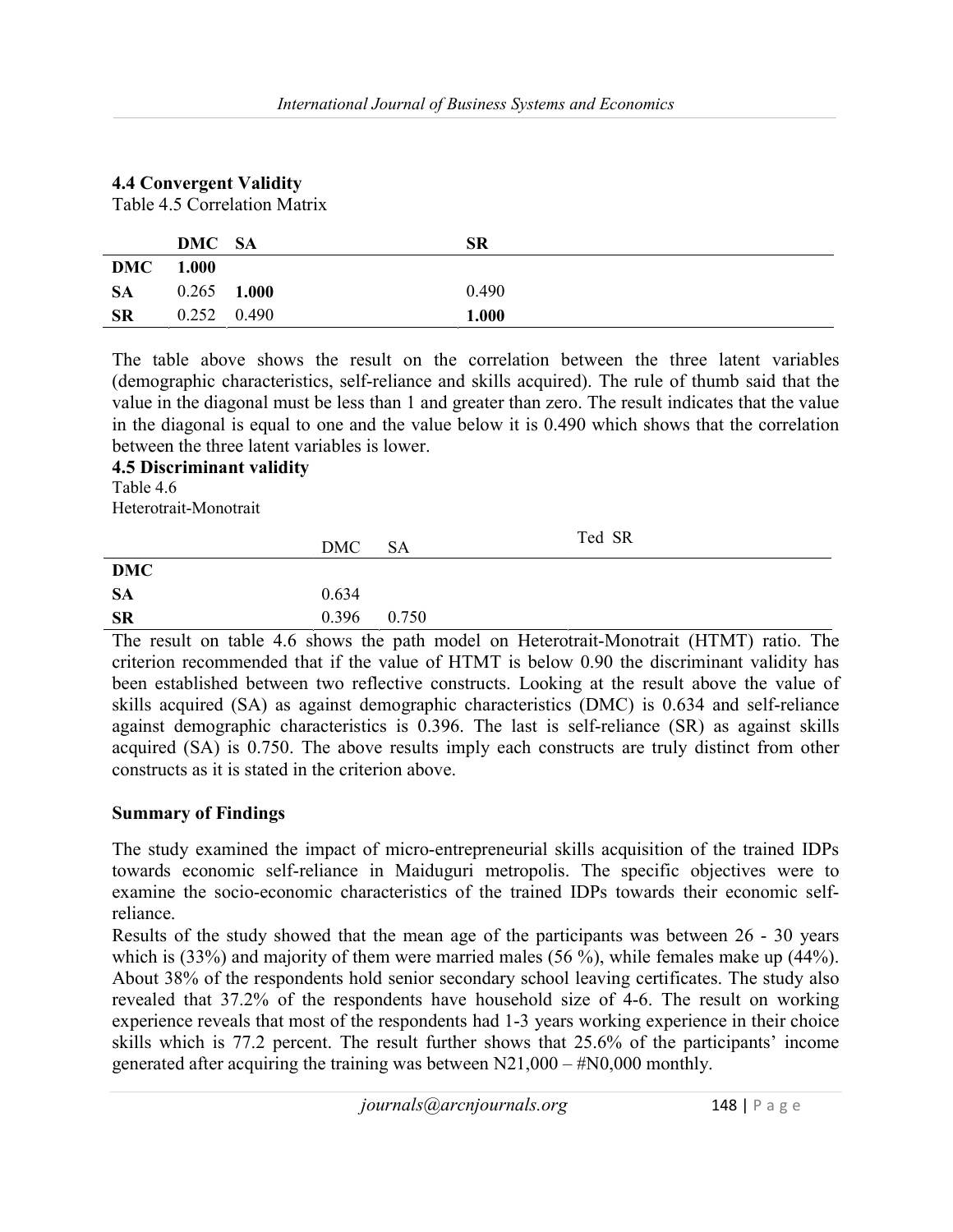### 4.4 Convergent Validity

Table 4.5 Correlation Matrix

| | DMC | SA | SR |
|---|---|---|---|
| **DMC** | **1.000** | | |
| **SA** | 0.265 | **1.000** | 0.490 |
| **SR** | 0.252 | 0.490 | **1.000** |

The table above shows the result on the correlation between the three latent variables (demographic characteristics, self-reliance and skills acquired). The rule of thumb said that the value in the diagonal must be less than 1 and greater than zero. The result indicates that the value in the diagonal is equal to one and the value below it is 0.490 which shows that the correlation between the three latent variables is lower.

### 4.5 Discriminant validity

Table 4.6

Heterotrait-Monotrait

| | DMC | SA | Ted SR |
|---|---|---|---|
| **DMC** | | | |
| **SA** | 0.634 | | |
| **SR** | 0.396 | 0.750 | |

The result on table 4.6 shows the path model on Heterotrait-Monotrait (HTMT) ratio. The criterion recommended that if the value of HTMT is below 0.90 the discriminant validity has been established between two reflective constructs. Looking at the result above the value of skills acquired (SA) as against demographic characteristics (DMC) is 0.634 and self-reliance against demographic characteristics is 0.396. The last is self-reliance (SR) as against skills acquired (SA) is 0.750. The above results imply each constructs are truly distinct from other constructs as it is stated in the criterion above.

### Summary of Findings

The study examined the impact of micro-entrepreneurial skills acquisition of the trained IDPs towards economic self-reliance in Maiduguri metropolis. The specific objectives were to examine the socio-economic characteristics of the trained IDPs towards their economic self-reliance.

Results of the study showed that the mean age of the participants was between 26 - 30 years which is (33%) and majority of them were married males (56 %), while females make up (44%). About 38% of the respondents hold senior secondary school leaving certificates. The study also revealed that 37.2% of the respondents have household size of 4-6. The result on working experience reveals that most of the respondents had 1-3 years working experience in their choice skills which is 77.2 percent. The result further shows that 25.6% of the participants' income generated after acquiring the training was between N21,000 – #N0,000 monthly.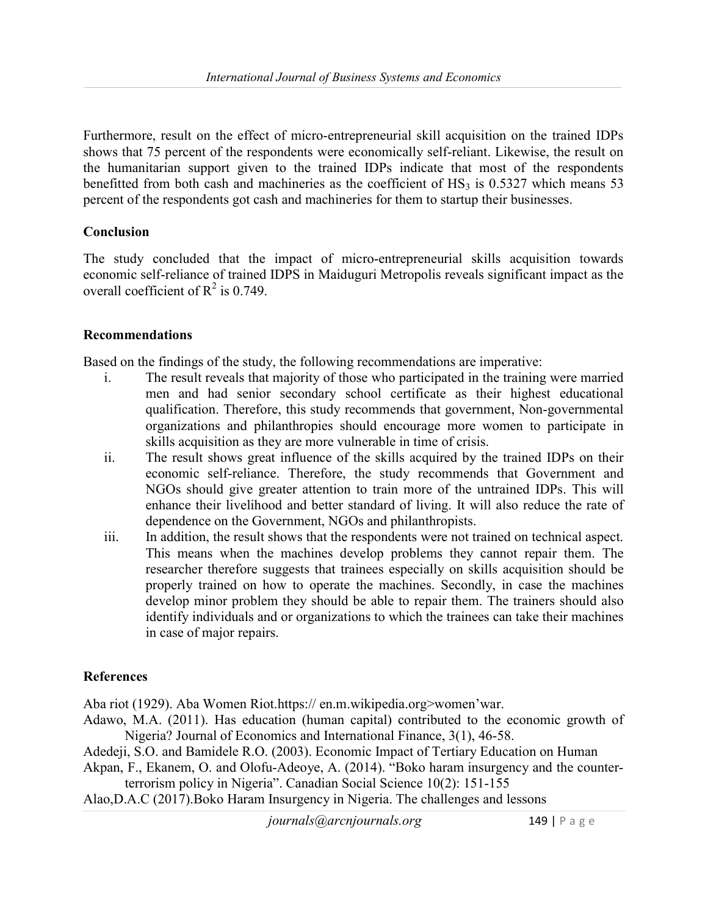Furthermore, result on the effect of micro-entrepreneurial skill acquisition on the trained IDPs shows that 75 percent of the respondents were economically self-reliant. Likewise, the result on the humanitarian support given to the trained IDPs indicate that most of the respondents benefitted from both cash and machineries as the coefficient of $HS_3$ is 0.5327 which means 53 percent of the respondents got cash and machineries for them to startup their businesses.

## Conclusion

The study concluded that the impact of micro-entrepreneurial skills acquisition towards economic self-reliance of trained IDPS in Maiduguri Metropolis reveals significant impact as the overall coefficient of $R^2$ is 0.749.

## Recommendations

Based on the findings of the study, the following recommendations are imperative:

i. The result reveals that majority of those who participated in the training were married men and had senior secondary school certificate as their highest educational qualification. Therefore, this study recommends that government, Non-governmental organizations and philanthropies should encourage more women to participate in skills acquisition as they are more vulnerable in time of crisis.

ii. The result shows great influence of the skills acquired by the trained IDPs on their economic self-reliance. Therefore, the study recommends that Government and NGOs should give greater attention to train more of the untrained IDPs. This will enhance their livelihood and better standard of living. It will also reduce the rate of dependence on the Government, NGOs and philanthropists.

iii. In addition, the result shows that the respondents were not trained on technical aspect. This means when the machines develop problems they cannot repair them. The researcher therefore suggests that trainees especially on skills acquisition should be properly trained on how to operate the machines. Secondly, in case the machines develop minor problem they should be able to repair them. The trainers should also identify individuals and or organizations to which the trainees can take their machines in case of major repairs.

## References

Aba riot (1929). Aba Women Riot.https:// en.m.wikipedia.org>women'war.

Adawo, M.A. (2011). Has education (human capital) contributed to the economic growth of Nigeria? Journal of Economics and International Finance, 3(1), 46-58.

Adedeji, S.O. and Bamidele R.O. (2003). Economic Impact of Tertiary Education on Human

Akpan, F., Ekanem, O. and Olofu-Adeoye, A. (2014). "Boko haram insurgency and the counter-terrorism policy in Nigeria". Canadian Social Science 10(2): 151-155

Alao,D.A.C (2017).Boko Haram Insurgency in Nigeria. The challenges and lessons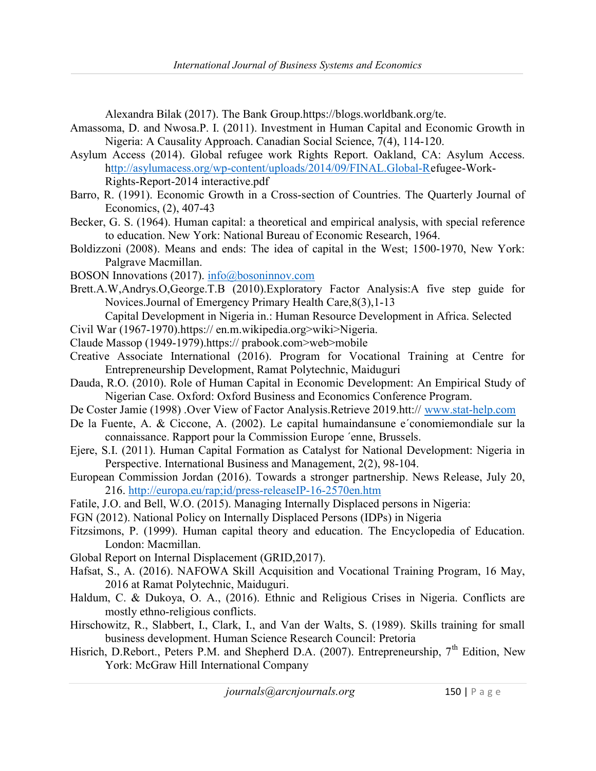Alexandra Bilak (2017). The Bank Group.https://blogs.worldbank.org/te.

Amassoma, D. and Nwosa.P. I. (2011). Investment in Human Capital and Economic Growth in Nigeria: A Causality Approach. Canadian Social Science, 7(4), 114-120.

Asylum Access (2014). Global refugee work Rights Report. Oakland, CA: Asylum Access. http://asylumacess.org/wp-content/uploads/2014/09/FINAL.Global-Refugee-Work-Rights-Report-2014 interactive.pdf

Barro, R. (1991). Economic Growth in a Cross-section of Countries. The Quarterly Journal of Economics, (2), 407-43

Becker, G. S. (1964). Human capital: a theoretical and empirical analysis, with special reference to education. New York: National Bureau of Economic Research, 1964.

Boldizzoni (2008). Means and ends: The idea of capital in the West; 1500-1970, New York: Palgrave Macmillan.

BOSON Innovations (2017). info@bosoninnov.com

Brett.A.W,Andrys.O,George.T.B (2010).Exploratory Factor Analysis:A five step guide for Novices.Journal of Emergency Primary Health Care,8(3),1-13

Capital Development in Nigeria in.: Human Resource Development in Africa. Selected

Civil War (1967-1970).https:// en.m.wikipedia.org>wiki>Nigeria.

Claude Massop (1949-1979).https:// prabook.com>web>mobile

Creative Associate International (2016). Program for Vocational Training at Centre for Entrepreneurship Development, Ramat Polytechnic, Maiduguri

Dauda, R.O. (2010). Role of Human Capital in Economic Development: An Empirical Study of Nigerian Case. Oxford: Oxford Business and Economics Conference Program.

De Coster Jamie (1998) .Over View of Factor Analysis.Retrieve 2019.htt:// www.stat-help.com

De la Fuente, A. & Ciccone, A. (2002). Le capital humaindansune e´conomiemondiale sur la connaissance. Rapport pour la Commission Europe ´enne, Brussels.

Ejere, S.I. (2011). Human Capital Formation as Catalyst for National Development: Nigeria in Perspective. International Business and Management, 2(2), 98-104.

European Commission Jordan (2016). Towards a stronger partnership. News Release, July 20, 216. http://europa.eu/rap;id/press-releaseIP-16-2570en.htm

Fatile, J.O. and Bell, W.O. (2015). Managing Internally Displaced persons in Nigeria:

FGN (2012). National Policy on Internally Displaced Persons (IDPs) in Nigeria

Fitzsimons, P. (1999). Human capital theory and education. The Encyclopedia of Education. London: Macmillan.

Global Report on Internal Displacement (GRID,2017).

Hafsat, S., A. (2016). NAFOWA Skill Acquisition and Vocational Training Program, 16 May, 2016 at Ramat Polytechnic, Maiduguri.

Haldum, C. & Dukoya, O. A., (2016). Ethnic and Religious Crises in Nigeria. Conflicts are mostly ethno-religious conflicts.

Hirschowitz, R., Slabbert, I., Clark, I., and Van der Walts, S. (1989). Skills training for small business development. Human Science Research Council: Pretoria

Hisrich, D.Rebort., Peters P.M. and Shepherd D.A. (2007). Entrepreneurship, 7th Edition, New York: McGraw Hill International Company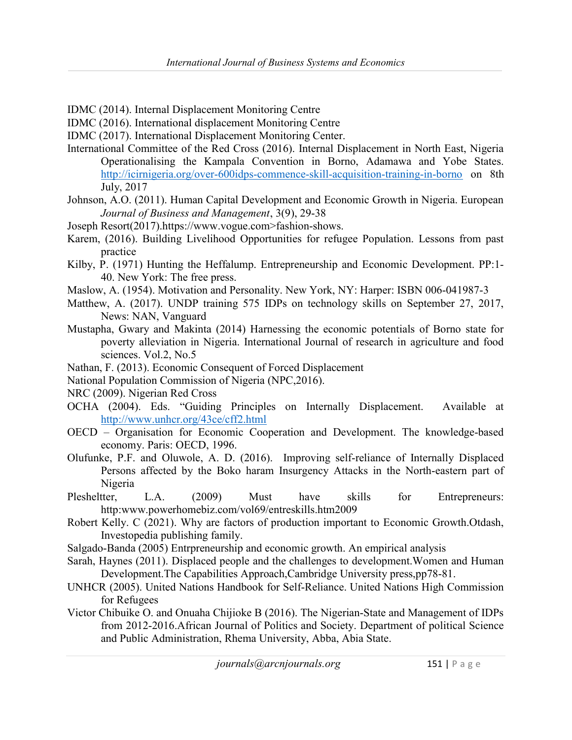IDMC (2014). Internal Displacement Monitoring Centre

IDMC (2016). International displacement Monitoring Centre

IDMC (2017). International Displacement Monitoring Center.

International Committee of the Red Cross (2016). Internal Displacement in North East, Nigeria Operationalising the Kampala Convention in Borno, Adamawa and Yobe States. http://icirnigeria.org/over-600idps-commence-skill-acquisition-training-in-borno on 8th July, 2017

Johnson, A.O. (2011). Human Capital Development and Economic Growth in Nigeria. European *Journal of Business and Management*, 3(9), 29-38

Joseph Resort(2017).https://www.vogue.com>fashion-shows.

Karem, (2016). Building Livelihood Opportunities for refugee Population. Lessons from past practice

Kilby, P. (1971) Hunting the Heffalump. Entrepreneurship and Economic Development. PP:1-40. New York: The free press.

Maslow, A. (1954). Motivation and Personality. New York, NY: Harper: ISBN 006-041987-3

Matthew, A. (2017). UNDP training 575 IDPs on technology skills on September 27, 2017, News: NAN, Vanguard

Mustapha, Gwary and Makinta (2014) Harnessing the economic potentials of Borno state for poverty alleviation in Nigeria. International Journal of research in agriculture and food sciences. Vol.2, No.5

Nathan, F. (2013). Economic Consequent of Forced Displacement

National Population Commission of Nigeria (NPC,2016).

NRC (2009). Nigerian Red Cross

OCHA (2004). Eds. "Guiding Principles on Internally Displacement. Available at http://www.unhcr.org/43ce/cff2.html

OECD – Organisation for Economic Cooperation and Development. The knowledge-based economy. Paris: OECD, 1996.

Olufunke, P.F. and Oluwole, A. D. (2016). Improving self-reliance of Internally Displaced Persons affected by the Boko haram Insurgency Attacks in the North-eastern part of Nigeria

Plesheltter, L.A. (2009) Must have skills for Entrepreneurs: http:www.powerhomebiz.com/vol69/entreskills.htm2009

Robert Kelly. C (2021). Why are factors of production important to Economic Growth.Otdash, Investopedia publishing family.

Salgado-Banda (2005) Entrpreneurship and economic growth. An empirical analysis

Sarah, Haynes (2011). Displaced people and the challenges to development.Women and Human Development.The Capabilities Approach,Cambridge University press,pp78-81.

UNHCR (2005). United Nations Handbook for Self-Reliance. United Nations High Commission for Refugees

Victor Chibuike O. and Onuaha Chijioke B (2016). The Nigerian-State and Management of IDPs from 2012-2016.African Journal of Politics and Society. Department of political Science and Public Administration, Rhema University, Abba, Abia State.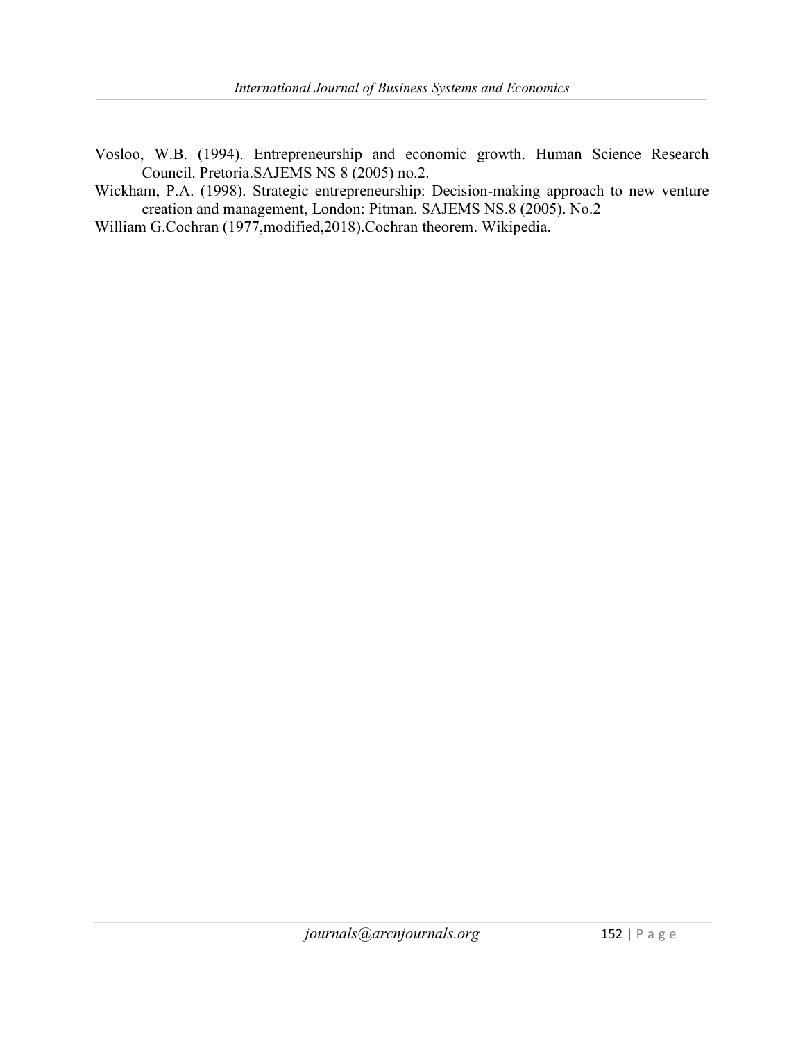Vosloo, W.B. (1994). Entrepreneurship and economic growth. Human Science Research Council. Pretoria.SAJEMS NS 8 (2005) no.2.

Wickham, P.A. (1998). Strategic entrepreneurship: Decision-making approach to new venture creation and management, London: Pitman. SAJEMS NS.8 (2005). No.2

William G.Cochran (1977,modified,2018).Cochran theorem. Wikipedia.